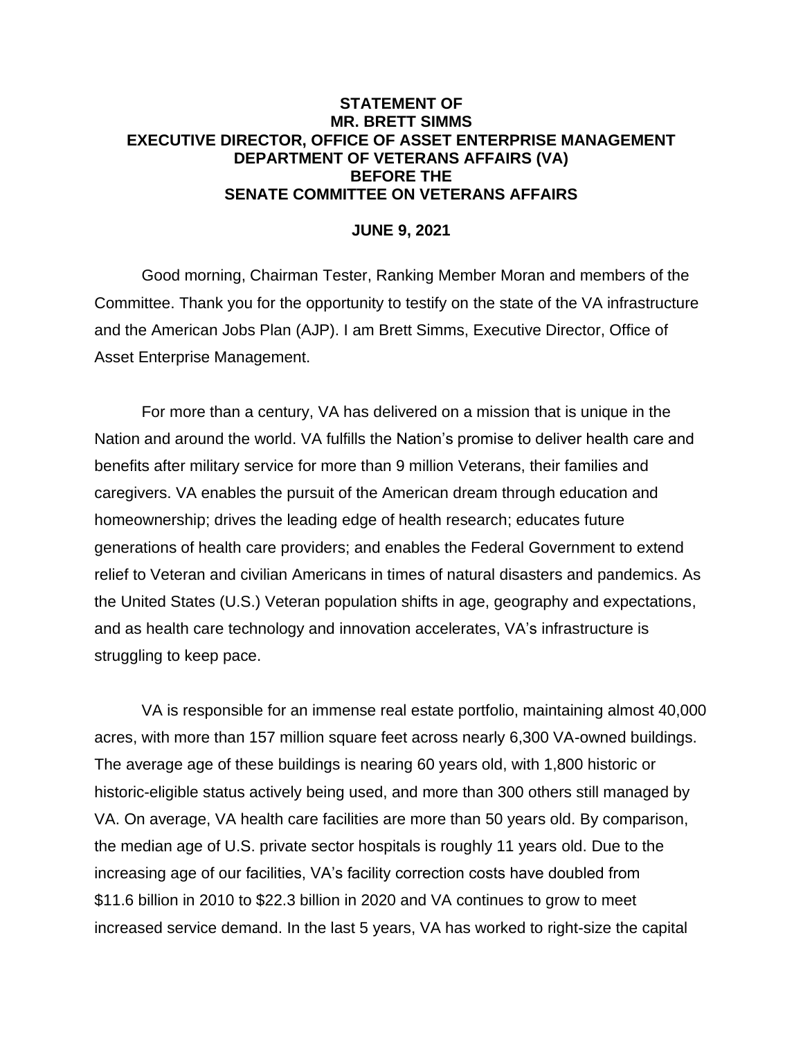**STATEMENT OF**
**MR. BRETT SIMMS**
**EXECUTIVE DIRECTOR, OFFICE OF ASSET ENTERPRISE MANAGEMENT**
**DEPARTMENT OF VETERANS AFFAIRS (VA)**
**BEFORE THE**
**SENATE COMMITTEE ON VETERANS AFFAIRS**

**JUNE 9, 2021**

Good morning, Chairman Tester, Ranking Member Moran and members of the Committee. Thank you for the opportunity to testify on the state of the VA infrastructure and the American Jobs Plan (AJP). I am Brett Simms, Executive Director, Office of Asset Enterprise Management.

For more than a century, VA has delivered on a mission that is unique in the Nation and around the world. VA fulfills the Nation's promise to deliver health care and benefits after military service for more than 9 million Veterans, their families and caregivers. VA enables the pursuit of the American dream through education and homeownership; drives the leading edge of health research; educates future generations of health care providers; and enables the Federal Government to extend relief to Veteran and civilian Americans in times of natural disasters and pandemics. As the United States (U.S.) Veteran population shifts in age, geography and expectations, and as health care technology and innovation accelerates, VA's infrastructure is struggling to keep pace.

VA is responsible for an immense real estate portfolio, maintaining almost 40,000 acres, with more than 157 million square feet across nearly 6,300 VA-owned buildings. The average age of these buildings is nearing 60 years old, with 1,800 historic or historic-eligible status actively being used, and more than 300 others still managed by VA. On average, VA health care facilities are more than 50 years old. By comparison, the median age of U.S. private sector hospitals is roughly 11 years old. Due to the increasing age of our facilities, VA's facility correction costs have doubled from $11.6 billion in 2010 to $22.3 billion in 2020 and VA continues to grow to meet increased service demand. In the last 5 years, VA has worked to right-size the capital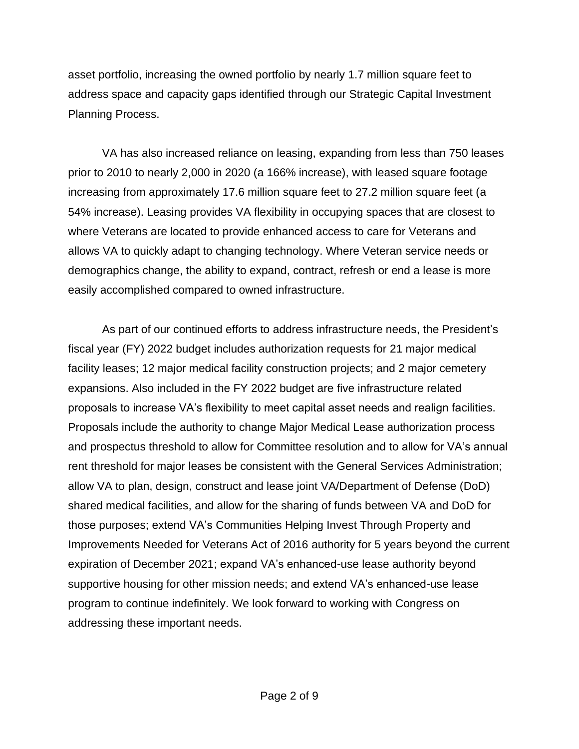asset portfolio, increasing the owned portfolio by nearly 1.7 million square feet to address space and capacity gaps identified through our Strategic Capital Investment Planning Process.

VA has also increased reliance on leasing, expanding from less than 750 leases prior to 2010 to nearly 2,000 in 2020 (a 166% increase), with leased square footage increasing from approximately 17.6 million square feet to 27.2 million square feet (a 54% increase). Leasing provides VA flexibility in occupying spaces that are closest to where Veterans are located to provide enhanced access to care for Veterans and allows VA to quickly adapt to changing technology. Where Veteran service needs or demographics change, the ability to expand, contract, refresh or end a lease is more easily accomplished compared to owned infrastructure.

As part of our continued efforts to address infrastructure needs, the President's fiscal year (FY) 2022 budget includes authorization requests for 21 major medical facility leases; 12 major medical facility construction projects; and 2 major cemetery expansions. Also included in the FY 2022 budget are five infrastructure related proposals to increase VA's flexibility to meet capital asset needs and realign facilities. Proposals include the authority to change Major Medical Lease authorization process and prospectus threshold to allow for Committee resolution and to allow for VA's annual rent threshold for major leases be consistent with the General Services Administration; allow VA to plan, design, construct and lease joint VA/Department of Defense (DoD) shared medical facilities, and allow for the sharing of funds between VA and DoD for those purposes; extend VA's Communities Helping Invest Through Property and Improvements Needed for Veterans Act of 2016 authority for 5 years beyond the current expiration of December 2021; expand VA's enhanced-use lease authority beyond supportive housing for other mission needs; and extend VA's enhanced-use lease program to continue indefinitely. We look forward to working with Congress on addressing these important needs.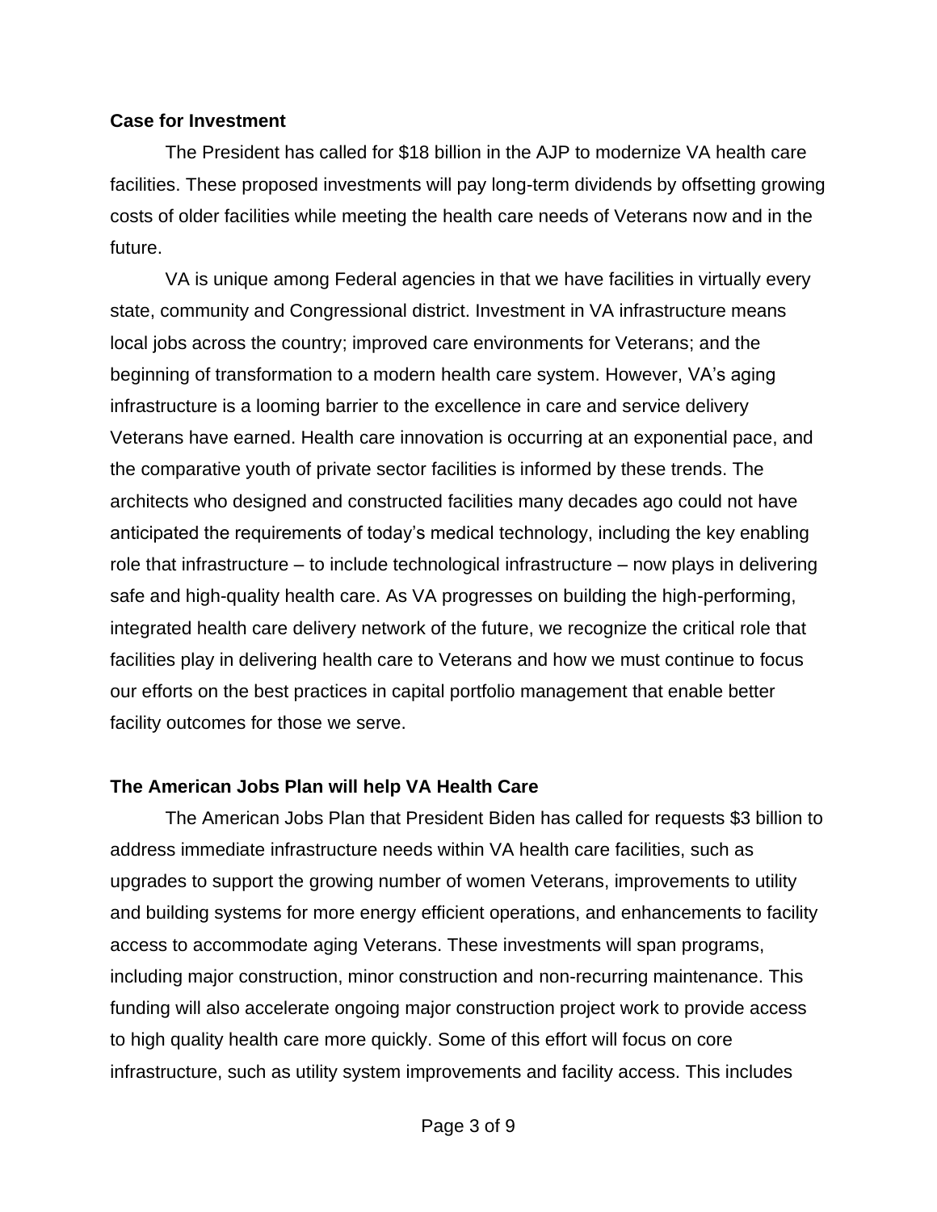**Case for Investment**

The President has called for $18 billion in the AJP to modernize VA health care facilities. These proposed investments will pay long-term dividends by offsetting growing costs of older facilities while meeting the health care needs of Veterans now and in the future.

VA is unique among Federal agencies in that we have facilities in virtually every state, community and Congressional district. Investment in VA infrastructure means local jobs across the country; improved care environments for Veterans; and the beginning of transformation to a modern health care system. However, VA's aging infrastructure is a looming barrier to the excellence in care and service delivery Veterans have earned. Health care innovation is occurring at an exponential pace, and the comparative youth of private sector facilities is informed by these trends. The architects who designed and constructed facilities many decades ago could not have anticipated the requirements of today's medical technology, including the key enabling role that infrastructure – to include technological infrastructure – now plays in delivering safe and high-quality health care. As VA progresses on building the high-performing, integrated health care delivery network of the future, we recognize the critical role that facilities play in delivering health care to Veterans and how we must continue to focus our efforts on the best practices in capital portfolio management that enable better facility outcomes for those we serve.

**The American Jobs Plan will help VA Health Care**

The American Jobs Plan that President Biden has called for requests $3 billion to address immediate infrastructure needs within VA health care facilities, such as upgrades to support the growing number of women Veterans, improvements to utility and building systems for more energy efficient operations, and enhancements to facility access to accommodate aging Veterans. These investments will span programs, including major construction, minor construction and non-recurring maintenance. This funding will also accelerate ongoing major construction project work to provide access to high quality health care more quickly. Some of this effort will focus on core infrastructure, such as utility system improvements and facility access. This includes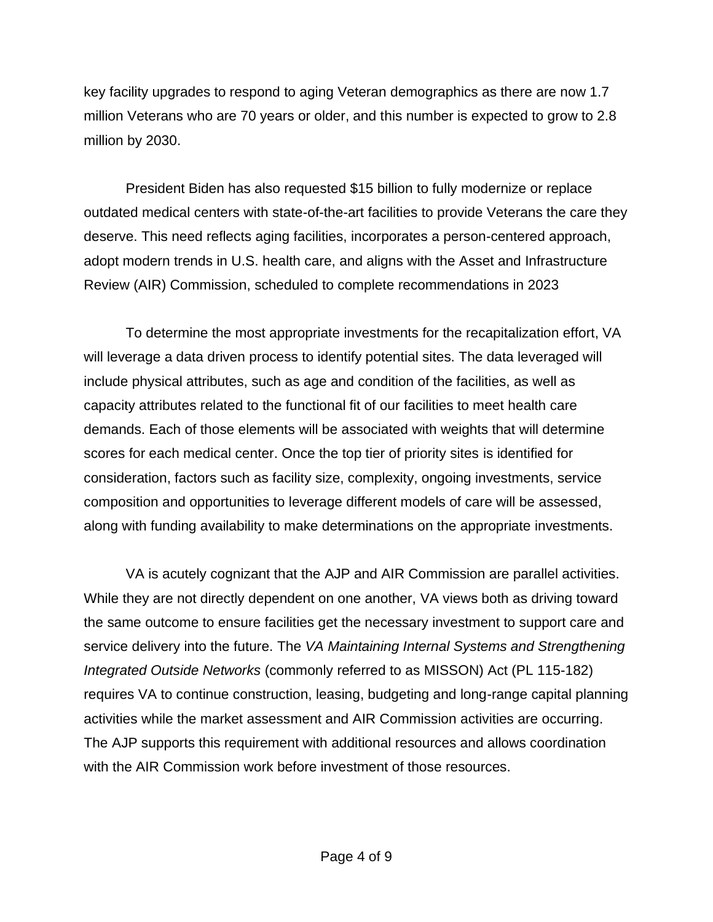key facility upgrades to respond to aging Veteran demographics as there are now 1.7 million Veterans who are 70 years or older, and this number is expected to grow to 2.8 million by 2030.

President Biden has also requested $15 billion to fully modernize or replace outdated medical centers with state-of-the-art facilities to provide Veterans the care they deserve. This need reflects aging facilities, incorporates a person-centered approach, adopt modern trends in U.S. health care, and aligns with the Asset and Infrastructure Review (AIR) Commission, scheduled to complete recommendations in 2023

To determine the most appropriate investments for the recapitalization effort, VA will leverage a data driven process to identify potential sites. The data leveraged will include physical attributes, such as age and condition of the facilities, as well as capacity attributes related to the functional fit of our facilities to meet health care demands. Each of those elements will be associated with weights that will determine scores for each medical center. Once the top tier of priority sites is identified for consideration, factors such as facility size, complexity, ongoing investments, service composition and opportunities to leverage different models of care will be assessed, along with funding availability to make determinations on the appropriate investments.

VA is acutely cognizant that the AJP and AIR Commission are parallel activities. While they are not directly dependent on one another, VA views both as driving toward the same outcome to ensure facilities get the necessary investment to support care and service delivery into the future. The *VA Maintaining Internal Systems and Strengthening Integrated Outside Networks* (commonly referred to as MISSON) Act (PL 115-182) requires VA to continue construction, leasing, budgeting and long-range capital planning activities while the market assessment and AIR Commission activities are occurring. The AJP supports this requirement with additional resources and allows coordination with the AIR Commission work before investment of those resources.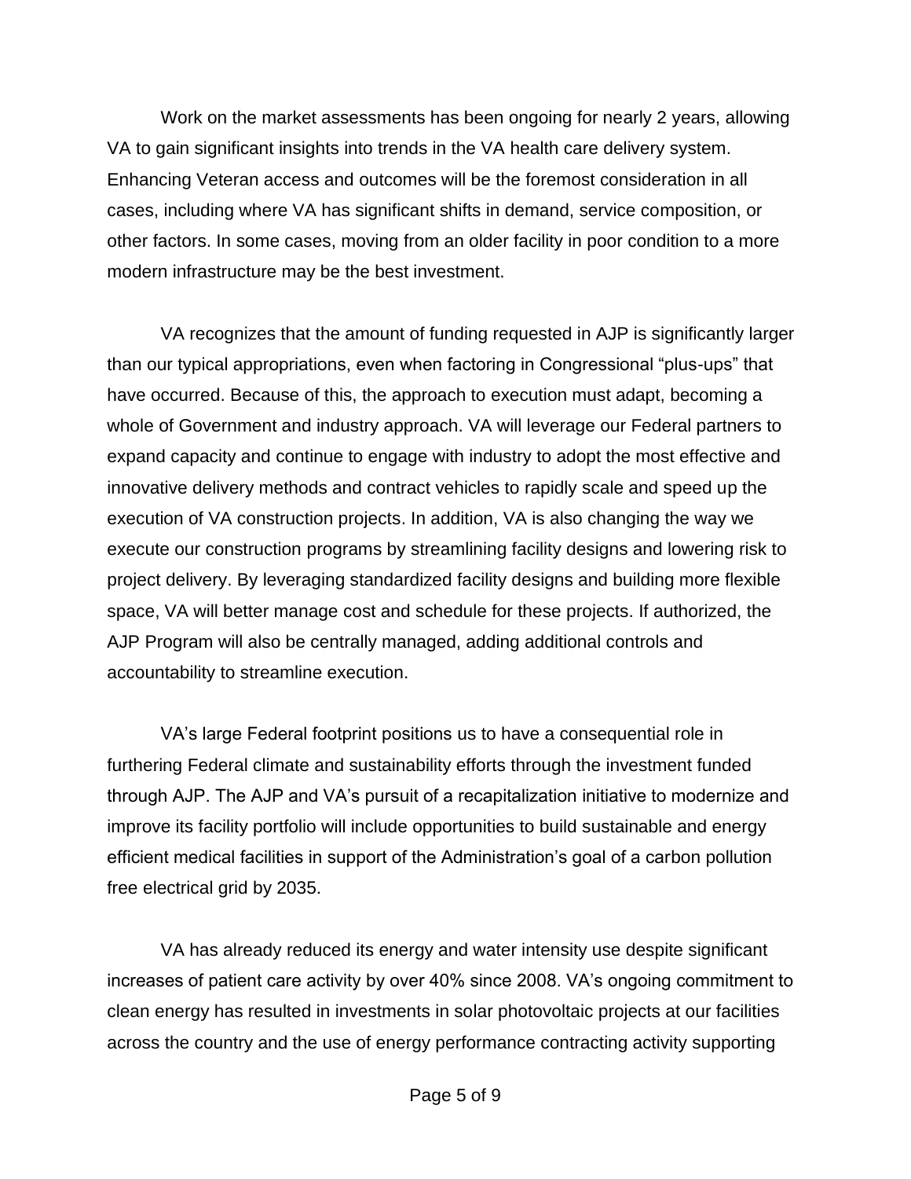Work on the market assessments has been ongoing for nearly 2 years, allowing VA to gain significant insights into trends in the VA health care delivery system. Enhancing Veteran access and outcomes will be the foremost consideration in all cases, including where VA has significant shifts in demand, service composition, or other factors. In some cases, moving from an older facility in poor condition to a more modern infrastructure may be the best investment.

VA recognizes that the amount of funding requested in AJP is significantly larger than our typical appropriations, even when factoring in Congressional "plus-ups" that have occurred. Because of this, the approach to execution must adapt, becoming a whole of Government and industry approach. VA will leverage our Federal partners to expand capacity and continue to engage with industry to adopt the most effective and innovative delivery methods and contract vehicles to rapidly scale and speed up the execution of VA construction projects. In addition, VA is also changing the way we execute our construction programs by streamlining facility designs and lowering risk to project delivery. By leveraging standardized facility designs and building more flexible space, VA will better manage cost and schedule for these projects. If authorized, the AJP Program will also be centrally managed, adding additional controls and accountability to streamline execution.

VA's large Federal footprint positions us to have a consequential role in furthering Federal climate and sustainability efforts through the investment funded through AJP. The AJP and VA's pursuit of a recapitalization initiative to modernize and improve its facility portfolio will include opportunities to build sustainable and energy efficient medical facilities in support of the Administration's goal of a carbon pollution free electrical grid by 2035.

VA has already reduced its energy and water intensity use despite significant increases of patient care activity by over 40% since 2008. VA's ongoing commitment to clean energy has resulted in investments in solar photovoltaic projects at our facilities across the country and the use of energy performance contracting activity supporting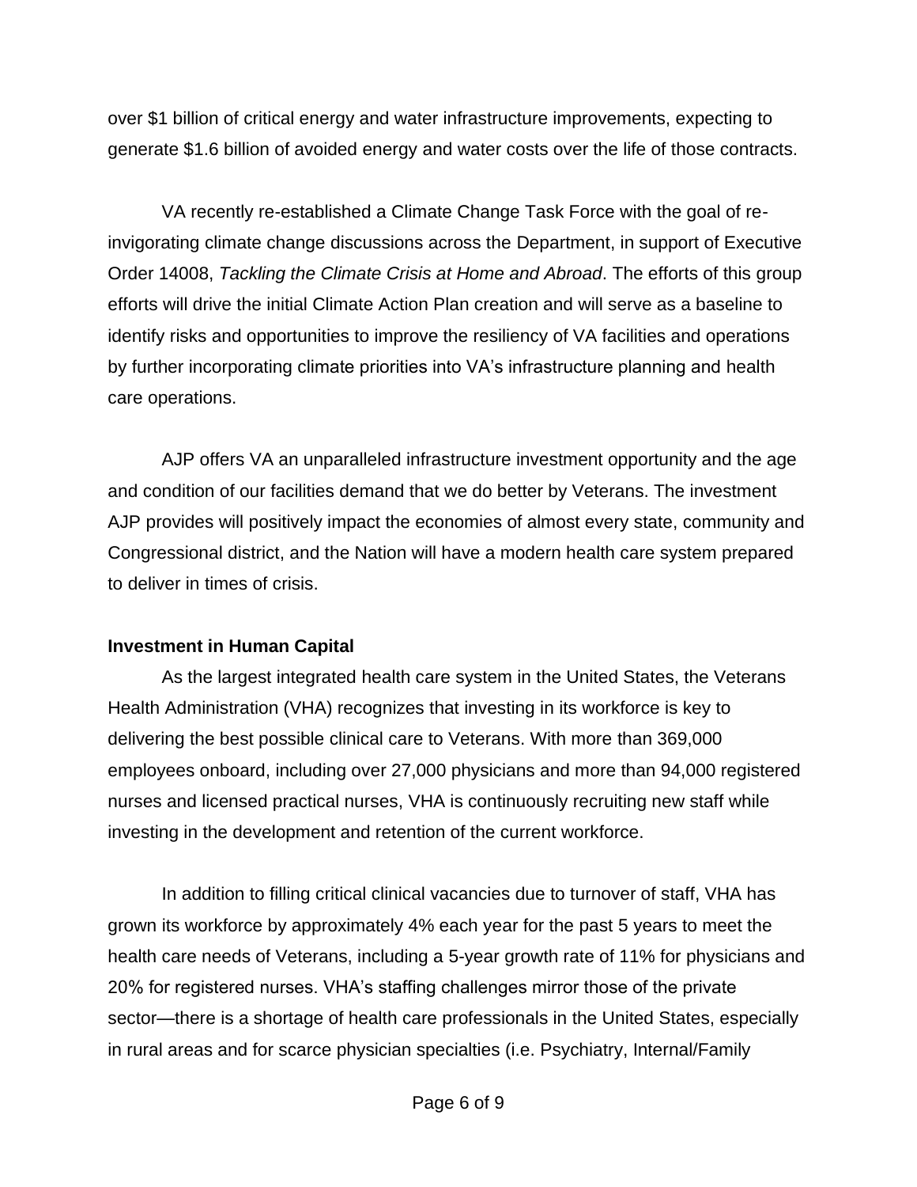over $1 billion of critical energy and water infrastructure improvements, expecting to generate $1.6 billion of avoided energy and water costs over the life of those contracts.

VA recently re-established a Climate Change Task Force with the goal of re-invigorating climate change discussions across the Department, in support of Executive Order 14008, *Tackling the Climate Crisis at Home and Abroad*. The efforts of this group efforts will drive the initial Climate Action Plan creation and will serve as a baseline to identify risks and opportunities to improve the resiliency of VA facilities and operations by further incorporating climate priorities into VA's infrastructure planning and health care operations.

AJP offers VA an unparalleled infrastructure investment opportunity and the age and condition of our facilities demand that we do better by Veterans. The investment AJP provides will positively impact the economies of almost every state, community and Congressional district, and the Nation will have a modern health care system prepared to deliver in times of crisis.

**Investment in Human Capital**

As the largest integrated health care system in the United States, the Veterans Health Administration (VHA) recognizes that investing in its workforce is key to delivering the best possible clinical care to Veterans. With more than 369,000 employees onboard, including over 27,000 physicians and more than 94,000 registered nurses and licensed practical nurses, VHA is continuously recruiting new staff while investing in the development and retention of the current workforce.

In addition to filling critical clinical vacancies due to turnover of staff, VHA has grown its workforce by approximately 4% each year for the past 5 years to meet the health care needs of Veterans, including a 5-year growth rate of 11% for physicians and 20% for registered nurses. VHA's staffing challenges mirror those of the private sector—there is a shortage of health care professionals in the United States, especially in rural areas and for scarce physician specialties (i.e. Psychiatry, Internal/Family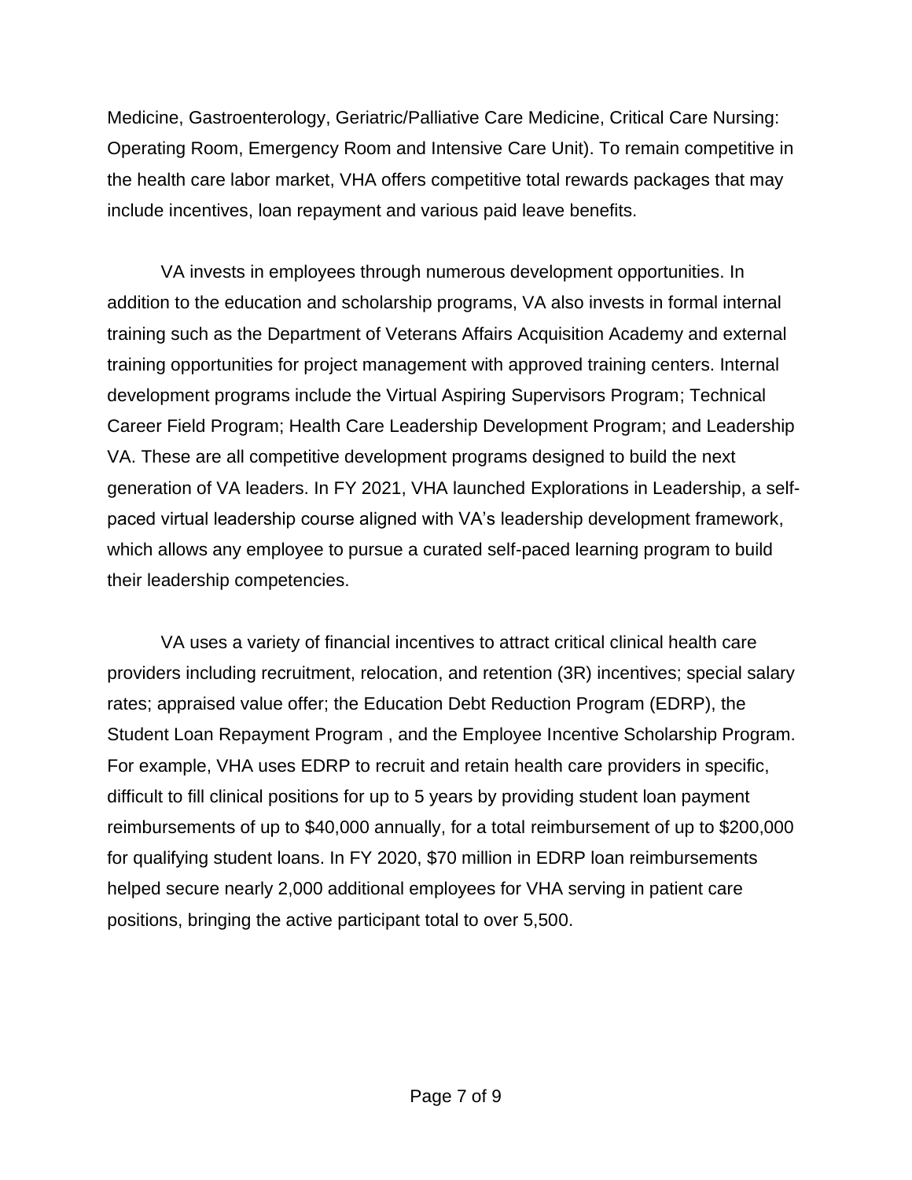Medicine, Gastroenterology, Geriatric/Palliative Care Medicine, Critical Care Nursing: Operating Room, Emergency Room and Intensive Care Unit). To remain competitive in the health care labor market, VHA offers competitive total rewards packages that may include incentives, loan repayment and various paid leave benefits.

VA invests in employees through numerous development opportunities. In addition to the education and scholarship programs, VA also invests in formal internal training such as the Department of Veterans Affairs Acquisition Academy and external training opportunities for project management with approved training centers. Internal development programs include the Virtual Aspiring Supervisors Program; Technical Career Field Program; Health Care Leadership Development Program; and Leadership VA. These are all competitive development programs designed to build the next generation of VA leaders. In FY 2021, VHA launched Explorations in Leadership, a self-paced virtual leadership course aligned with VA's leadership development framework, which allows any employee to pursue a curated self-paced learning program to build their leadership competencies.

VA uses a variety of financial incentives to attract critical clinical health care providers including recruitment, relocation, and retention (3R) incentives; special salary rates; appraised value offer; the Education Debt Reduction Program (EDRP), the Student Loan Repayment Program , and the Employee Incentive Scholarship Program. For example, VHA uses EDRP to recruit and retain health care providers in specific, difficult to fill clinical positions for up to 5 years by providing student loan payment reimbursements of up to $40,000 annually, for a total reimbursement of up to $200,000 for qualifying student loans. In FY 2020, $70 million in EDRP loan reimbursements helped secure nearly 2,000 additional employees for VHA serving in patient care positions, bringing the active participant total to over 5,500.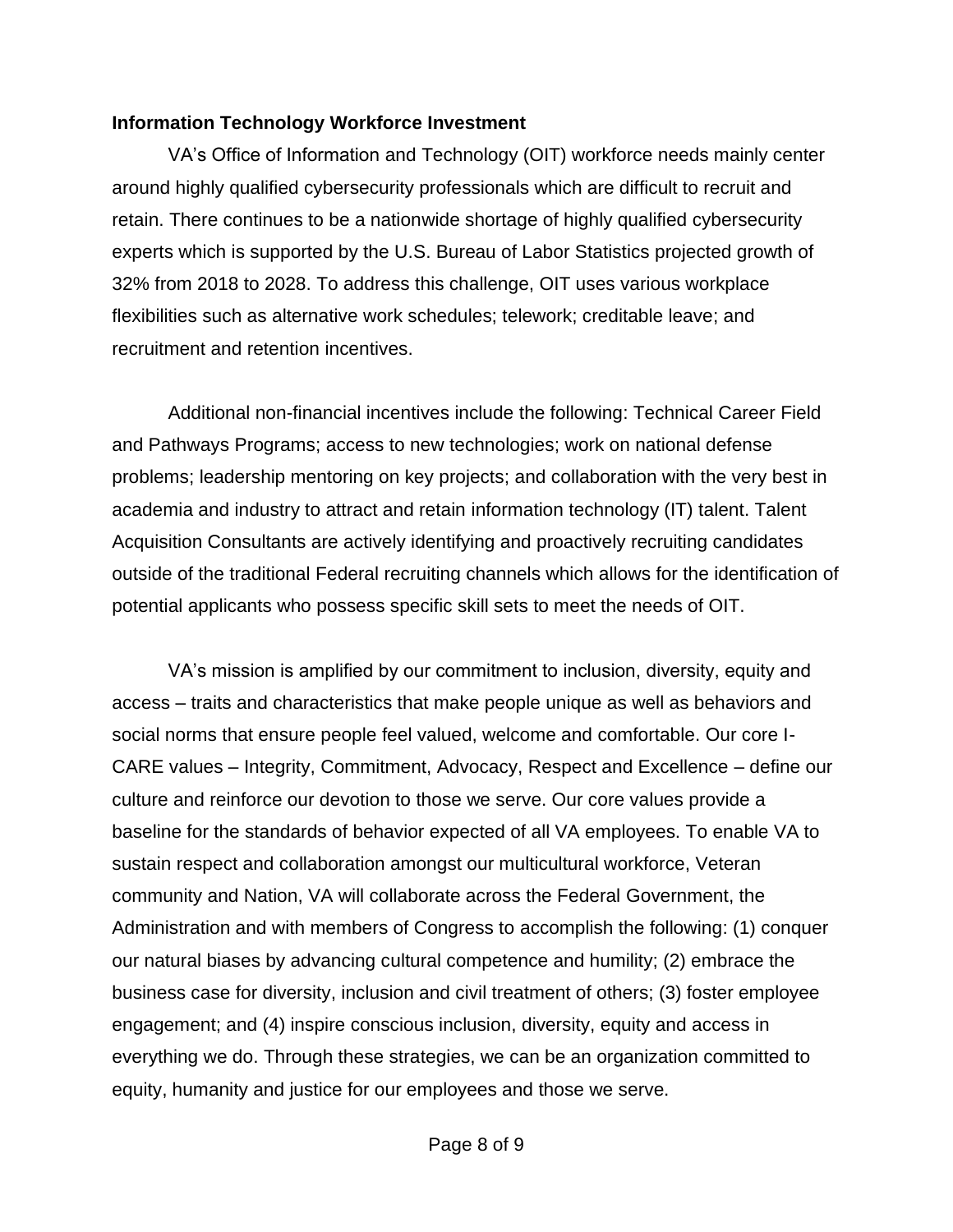**Information Technology Workforce Investment**

VA's Office of Information and Technology (OIT) workforce needs mainly center around highly qualified cybersecurity professionals which are difficult to recruit and retain. There continues to be a nationwide shortage of highly qualified cybersecurity experts which is supported by the U.S. Bureau of Labor Statistics projected growth of 32% from 2018 to 2028. To address this challenge, OIT uses various workplace flexibilities such as alternative work schedules; telework; creditable leave; and recruitment and retention incentives.

Additional non-financial incentives include the following: Technical Career Field and Pathways Programs; access to new technologies; work on national defense problems; leadership mentoring on key projects; and collaboration with the very best in academia and industry to attract and retain information technology (IT) talent. Talent Acquisition Consultants are actively identifying and proactively recruiting candidates outside of the traditional Federal recruiting channels which allows for the identification of potential applicants who possess specific skill sets to meet the needs of OIT.

VA's mission is amplified by our commitment to inclusion, diversity, equity and access – traits and characteristics that make people unique as well as behaviors and social norms that ensure people feel valued, welcome and comfortable. Our core I-CARE values – Integrity, Commitment, Advocacy, Respect and Excellence – define our culture and reinforce our devotion to those we serve. Our core values provide a baseline for the standards of behavior expected of all VA employees. To enable VA to sustain respect and collaboration amongst our multicultural workforce, Veteran community and Nation, VA will collaborate across the Federal Government, the Administration and with members of Congress to accomplish the following: (1) conquer our natural biases by advancing cultural competence and humility; (2) embrace the business case for diversity, inclusion and civil treatment of others; (3) foster employee engagement; and (4) inspire conscious inclusion, diversity, equity and access in everything we do. Through these strategies, we can be an organization committed to equity, humanity and justice for our employees and those we serve.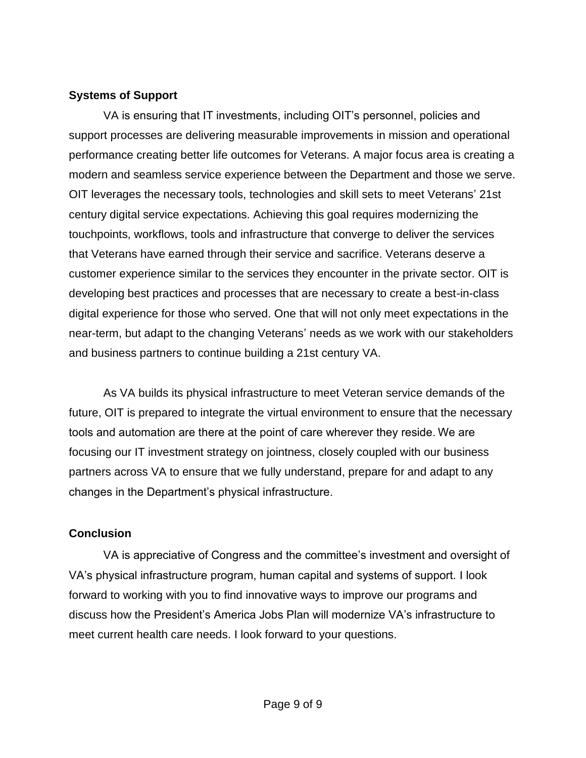**Systems of Support**

VA is ensuring that IT investments, including OIT's personnel, policies and support processes are delivering measurable improvements in mission and operational performance creating better life outcomes for Veterans. A major focus area is creating a modern and seamless service experience between the Department and those we serve. OIT leverages the necessary tools, technologies and skill sets to meet Veterans' 21st century digital service expectations. Achieving this goal requires modernizing the touchpoints, workflows, tools and infrastructure that converge to deliver the services that Veterans have earned through their service and sacrifice. Veterans deserve a customer experience similar to the services they encounter in the private sector. OIT is developing best practices and processes that are necessary to create a best-in-class digital experience for those who served. One that will not only meet expectations in the near-term, but adapt to the changing Veterans' needs as we work with our stakeholders and business partners to continue building a 21st century VA.

As VA builds its physical infrastructure to meet Veteran service demands of the future, OIT is prepared to integrate the virtual environment to ensure that the necessary tools and automation are there at the point of care wherever they reside. We are focusing our IT investment strategy on jointness, closely coupled with our business partners across VA to ensure that we fully understand, prepare for and adapt to any changes in the Department's physical infrastructure.

**Conclusion**

VA is appreciative of Congress and the committee's investment and oversight of VA's physical infrastructure program, human capital and systems of support. I look forward to working with you to find innovative ways to improve our programs and discuss how the President's America Jobs Plan will modernize VA's infrastructure to meet current health care needs. I look forward to your questions.